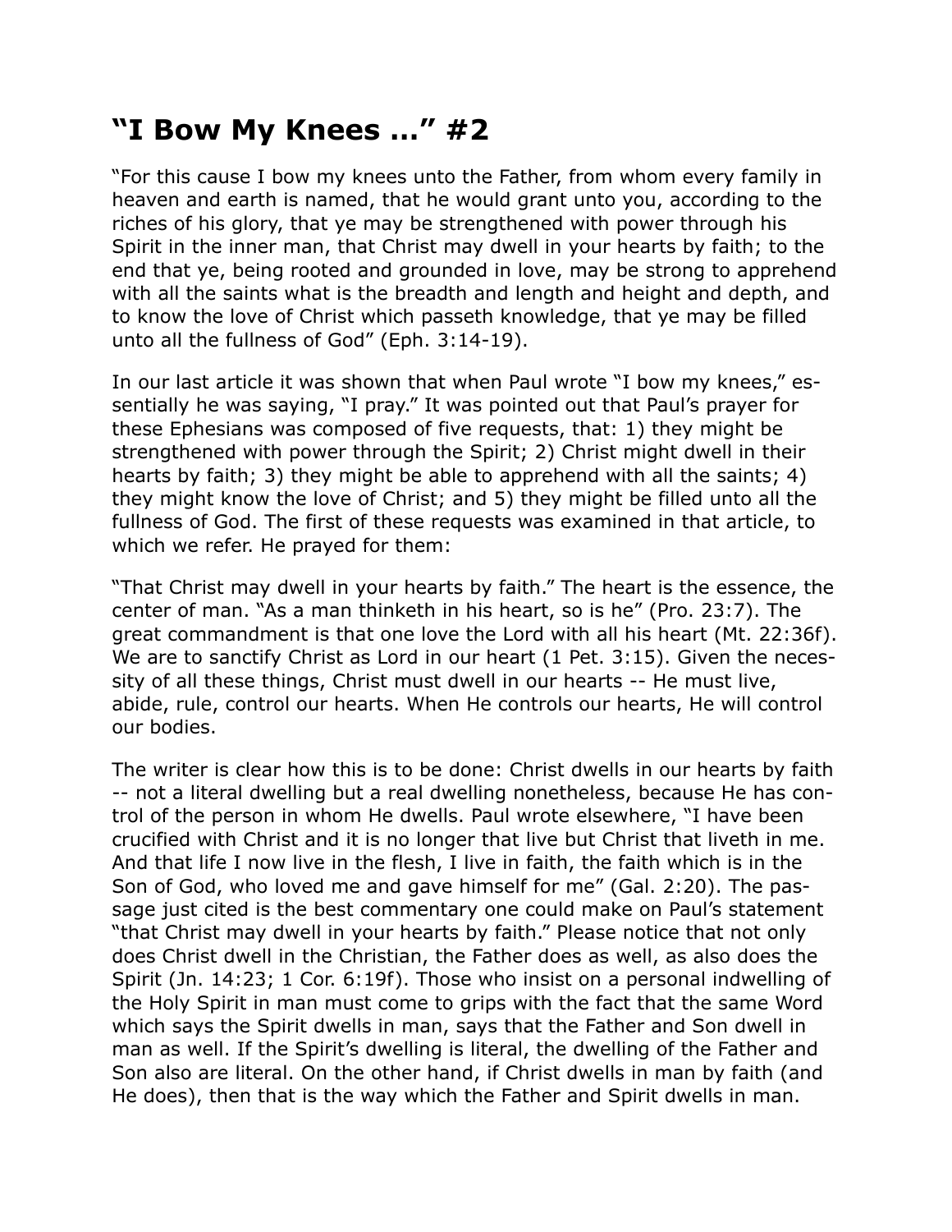# "I Bow My Knees …" #2

"For this cause I bow my knees unto the Father, from whom every family in heaven and earth is named, that he would grant unto you, according to the riches of his glory, that ye may be strengthened with power through his Spirit in the inner man, that Christ may dwell in your hearts by faith; to the end that ye, being rooted and grounded in love, may be strong to apprehend with all the saints what is the breadth and length and height and depth, and to know the love of Christ which passeth knowledge, that ye may be filled unto all the fullness of God" (Eph. 3:14-19).

In our last article it was shown that when Paul wrote "I bow my knees," essentially he was saying, "I pray." It was pointed out that Paul's prayer for these Ephesians was composed of five requests, that: 1) they might be strengthened with power through the Spirit; 2) Christ might dwell in their hearts by faith; 3) they might be able to apprehend with all the saints; 4) they might know the love of Christ; and 5) they might be filled unto all the fullness of God. The first of these requests was examined in that article, to which we refer. He prayed for them:

"That Christ may dwell in your hearts by faith." The heart is the essence, the center of man. "As a man thinketh in his heart, so is he" (Pro. 23:7). The great commandment is that one love the Lord with all his heart (Mt. 22:36f). We are to sanctify Christ as Lord in our heart (1 Pet. 3:15). Given the necessity of all these things, Christ must dwell in our hearts -- He must live, abide, rule, control our hearts. When He controls our hearts, He will control our bodies.

The writer is clear how this is to be done: Christ dwells in our hearts by faith -- not a literal dwelling but a real dwelling nonetheless, because He has control of the person in whom He dwells. Paul wrote elsewhere, "I have been crucified with Christ and it is no longer that live but Christ that liveth in me. And that life I now live in the flesh, I live in faith, the faith which is in the Son of God, who loved me and gave himself for me" (Gal. 2:20). The passage just cited is the best commentary one could make on Paul's statement "that Christ may dwell in your hearts by faith." Please notice that not only does Christ dwell in the Christian, the Father does as well, as also does the Spirit (Jn. 14:23; 1 Cor. 6:19f). Those who insist on a personal indwelling of the Holy Spirit in man must come to grips with the fact that the same Word which says the Spirit dwells in man, says that the Father and Son dwell in man as well. If the Spirit's dwelling is literal, the dwelling of the Father and Son also are literal. On the other hand, if Christ dwells in man by faith (and He does), then that is the way which the Father and Spirit dwells in man.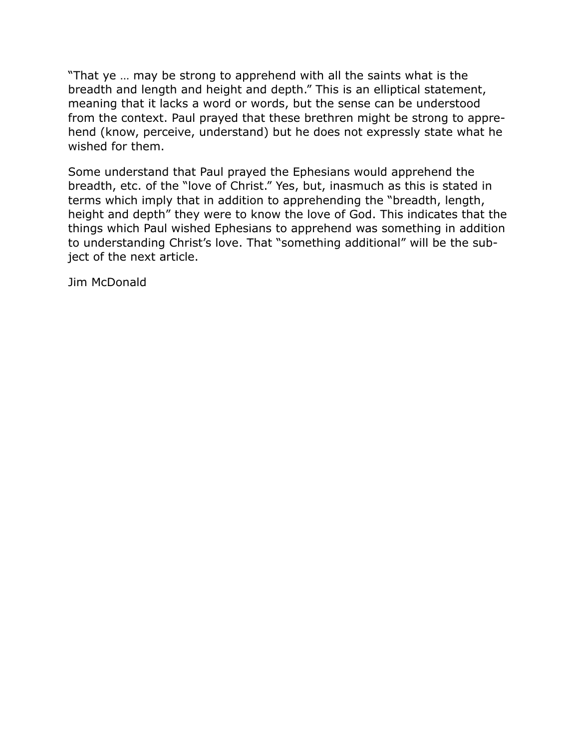"That ye … may be strong to apprehend with all the saints what is the breadth and length and height and depth." This is an elliptical statement, meaning that it lacks a word or words, but the sense can be understood from the context. Paul prayed that these brethren might be strong to apprehend (know, perceive, understand) but he does not expressly state what he wished for them.

Some understand that Paul prayed the Ephesians would apprehend the breadth, etc. of the "love of Christ." Yes, but, inasmuch as this is stated in terms which imply that in addition to apprehending the "breadth, length, height and depth" they were to know the love of God. This indicates that the things which Paul wished Ephesians to apprehend was something in addition to understanding Christ's love. That "something additional" will be the subject of the next article.

Jim McDonald